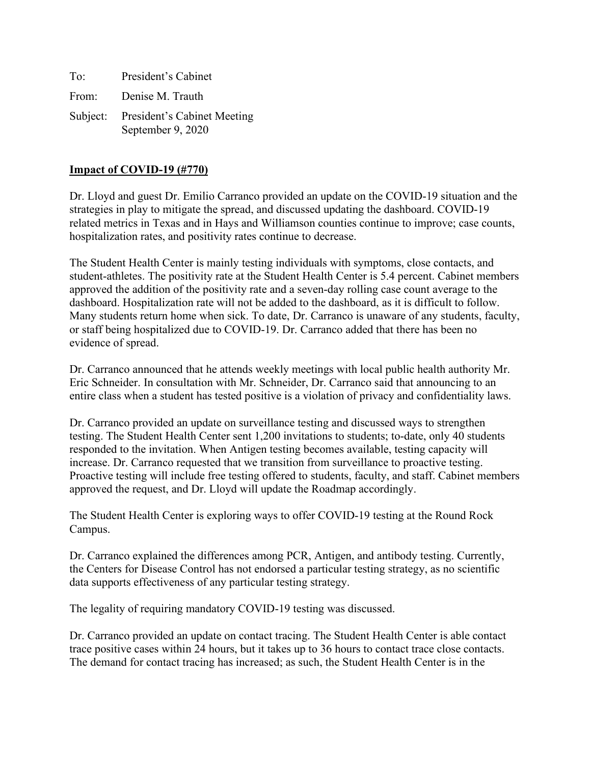To: President's Cabinet

From: Denise M. Trauth

Subject: President's Cabinet Meeting
September 9, 2020

**Impact of COVID-19 (#770)**

Dr. Lloyd and guest Dr. Emilio Carranco provided an update on the COVID-19 situation and the strategies in play to mitigate the spread, and discussed updating the dashboard. COVID-19 related metrics in Texas and in Hays and Williamson counties continue to improve; case counts, hospitalization rates, and positivity rates continue to decrease.

The Student Health Center is mainly testing individuals with symptoms, close contacts, and student-athletes. The positivity rate at the Student Health Center is 5.4 percent. Cabinet members approved the addition of the positivity rate and a seven-day rolling case count average to the dashboard. Hospitalization rate will not be added to the dashboard, as it is difficult to follow. Many students return home when sick. To date, Dr. Carranco is unaware of any students, faculty, or staff being hospitalized due to COVID-19. Dr. Carranco added that there has been no evidence of spread.

Dr. Carranco announced that he attends weekly meetings with local public health authority Mr. Eric Schneider. In consultation with Mr. Schneider, Dr. Carranco said that announcing to an entire class when a student has tested positive is a violation of privacy and confidentiality laws.

Dr. Carranco provided an update on surveillance testing and discussed ways to strengthen testing. The Student Health Center sent 1,200 invitations to students; to-date, only 40 students responded to the invitation. When Antigen testing becomes available, testing capacity will increase. Dr. Carranco requested that we transition from surveillance to proactive testing. Proactive testing will include free testing offered to students, faculty, and staff. Cabinet members approved the request, and Dr. Lloyd will update the Roadmap accordingly.

The Student Health Center is exploring ways to offer COVID-19 testing at the Round Rock Campus.

Dr. Carranco explained the differences among PCR, Antigen, and antibody testing. Currently, the Centers for Disease Control has not endorsed a particular testing strategy, as no scientific data supports effectiveness of any particular testing strategy.

The legality of requiring mandatory COVID-19 testing was discussed.

Dr. Carranco provided an update on contact tracing. The Student Health Center is able contact trace positive cases within 24 hours, but it takes up to 36 hours to contact trace close contacts. The demand for contact tracing has increased; as such, the Student Health Center is in the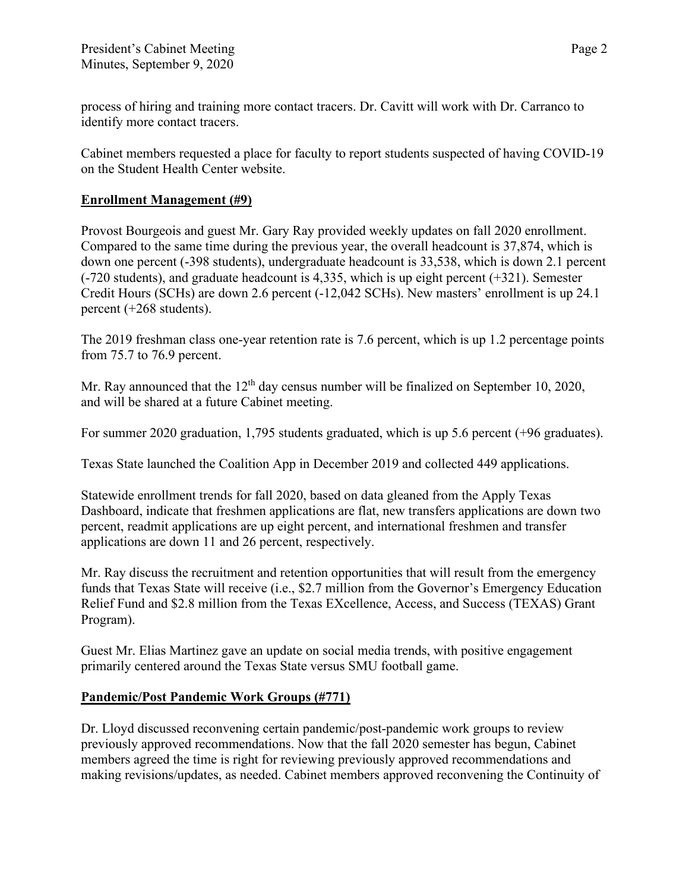process of hiring and training more contact tracers. Dr. Cavitt will work with Dr. Carranco to identify more contact tracers.

Cabinet members requested a place for faculty to report students suspected of having COVID-19 on the Student Health Center website.

## Enrollment Management (#9)

Provost Bourgeois and guest Mr. Gary Ray provided weekly updates on fall 2020 enrollment. Compared to the same time during the previous year, the overall headcount is 37,874, which is down one percent (-398 students), undergraduate headcount is 33,538, which is down 2.1 percent (-720 students), and graduate headcount is 4,335, which is up eight percent (+321). Semester Credit Hours (SCHs) are down 2.6 percent (-12,042 SCHs). New masters' enrollment is up 24.1 percent (+268 students).

The 2019 freshman class one-year retention rate is 7.6 percent, which is up 1.2 percentage points from 75.7 to 76.9 percent.

Mr. Ray announced that the 12th day census number will be finalized on September 10, 2020, and will be shared at a future Cabinet meeting.

For summer 2020 graduation, 1,795 students graduated, which is up 5.6 percent (+96 graduates).

Texas State launched the Coalition App in December 2019 and collected 449 applications.

Statewide enrollment trends for fall 2020, based on data gleaned from the Apply Texas Dashboard, indicate that freshmen applications are flat, new transfers applications are down two percent, readmit applications are up eight percent, and international freshmen and transfer applications are down 11 and 26 percent, respectively.

Mr. Ray discuss the recruitment and retention opportunities that will result from the emergency funds that Texas State will receive (i.e., $2.7 million from the Governor's Emergency Education Relief Fund and $2.8 million from the Texas EXcellence, Access, and Success (TEXAS) Grant Program).

Guest Mr. Elias Martinez gave an update on social media trends, with positive engagement primarily centered around the Texas State versus SMU football game.

## Pandemic/Post Pandemic Work Groups (#771)

Dr. Lloyd discussed reconvening certain pandemic/post-pandemic work groups to review previously approved recommendations. Now that the fall 2020 semester has begun, Cabinet members agreed the time is right for reviewing previously approved recommendations and making revisions/updates, as needed. Cabinet members approved reconvening the Continuity of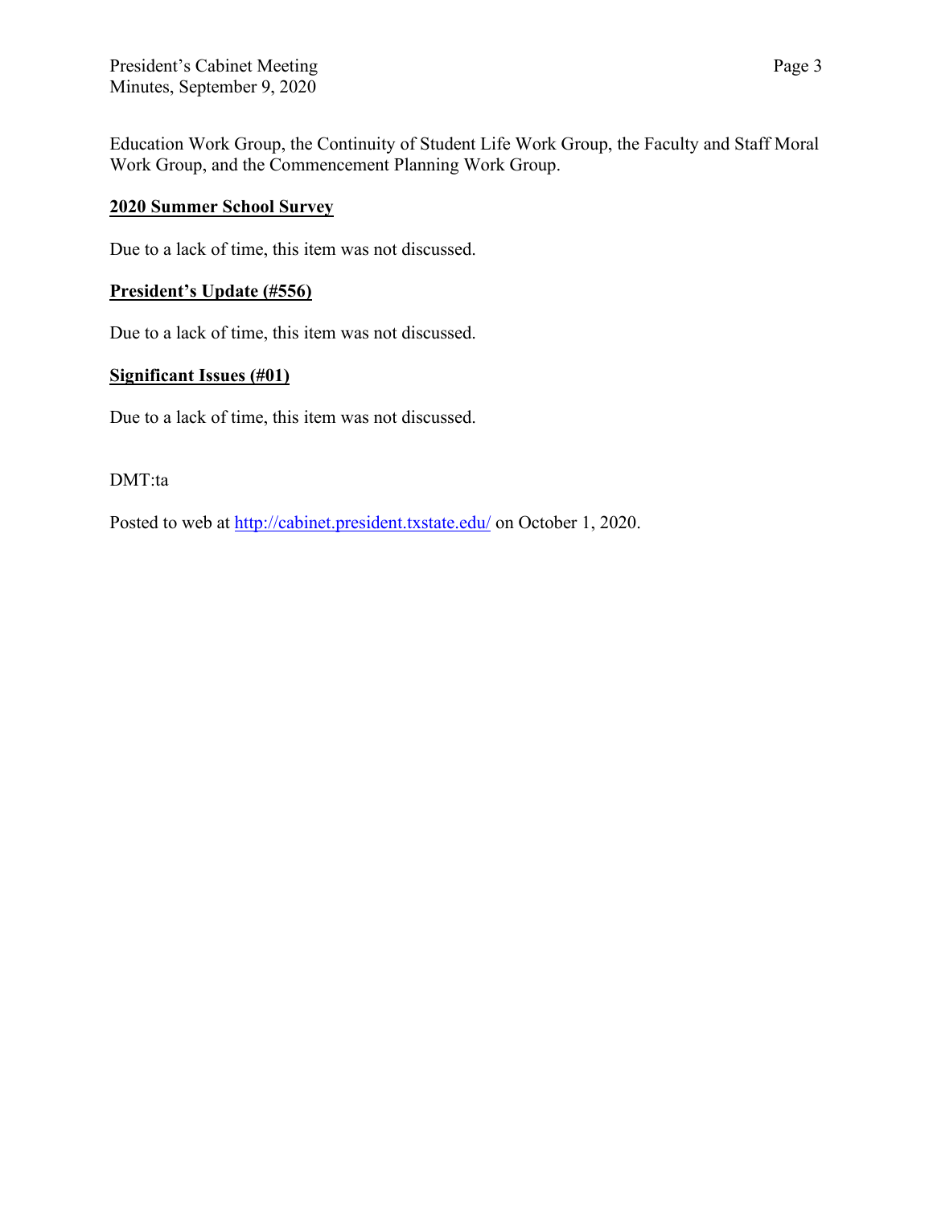Education Work Group, the Continuity of Student Life Work Group, the Faculty and Staff Moral Work Group, and the Commencement Planning Work Group.

**2020 Summer School Survey**

Due to a lack of time, this item was not discussed.

**President's Update (#556)**

Due to a lack of time, this item was not discussed.

**Significant Issues (#01)**

Due to a lack of time, this item was not discussed.

DMT:ta

Posted to web at http://cabinet.president.txstate.edu/ on October 1, 2020.